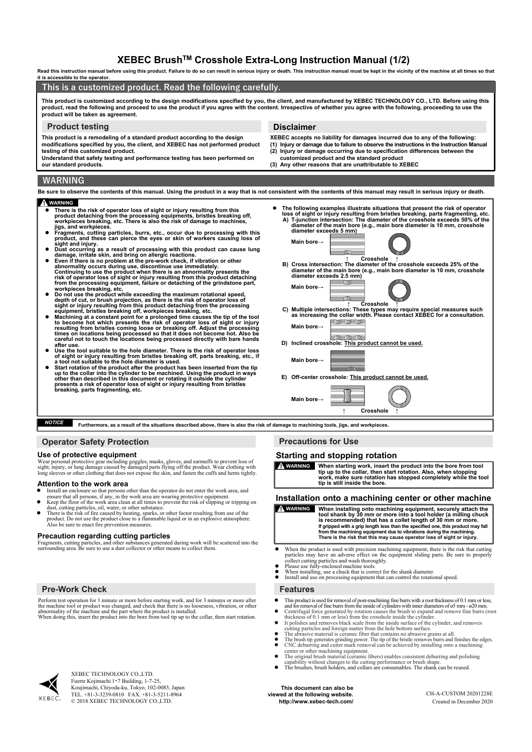# XEBEC Brush™ Crosshole Extra-Long Instruction Manual (1/2)

**Read this instruction manual before using this product. Failure to do so can result in serious injury or death. This instruction manual must be kept in the vicinity of the machine at all times so that it is accessible to the operator.**

## This is a customized product. Read the following carefully.

**This product is customized according to the design modifications specified by you, the client, and manufactured by XEBEC TECHNOLOGY CO., LTD. Before using this product, read the following and proceed to use the product if you agree with the content. Irrespective of whether you agree with the following, proceeding to use the product will be taken as agreement.**

### Product testing

**This product is a remodeling of a standard product according to the design modifications specified by you, the client, and XEBEC has not performed product testing of this customized product.**
**Understand that safety testing and performance testing has been performed on our standard products.**

### Disclaimer

**XEBEC accepts no liability for damages incurred due to any of the following:**
**(1) Injury or damage due to failure to observe the instructions in the Instruction Manual**
**(2) Injury or damage occurring due to specification differences between the customized product and the standard product**
**(3) Any other reasons that are unattributable to XEBEC**

## WARNING

**Be sure to observe the contents of this manual. Using the product in a way that is not consistent with the contents of this manual may result in serious injury or death.**

**⚠ WARNING**

- **There is the risk of operator loss of sight or injury resulting from this product detaching from the processing equipments, bristles breaking off, workpieces breaking, etc. There is also the risk of damage to machines, jigs, and workpieces.**
- **Fragments, cutting particles, burrs, etc., occur due to processing with this product, and these can pierce the eyes or skin of workers causing loss of sight and injury.**
- **Dust occurring as a result of processing with this product can cause lung damage, irritate skin, and bring on allergic reactions.**
- **Even if there is no problem at the pre-work check, if vibration or other abnormality occurs during use, discontinue use immediately. Continuing to use the product when there is an abnormality presents the risk of operator loss of sight or injury resulting from this product detaching from the processing equipment, failure or detaching of the grindstone part, workpieces breaking, etc.**
- **Do not use the product while exceeding the maximum rotational speed, depth of cut, or brush projection, as there is the risk of operator loss of sight or injury resulting from this product detaching from the processing equipment, bristles breaking off, workpieces breaking, etc.**
- **Machining at a constant point for a prolonged time causes the tip of the tool to become hot which presents the risk of operator loss of sight or injury resulting from bristles coming loose or breaking off. Adjust the processing times on locations being processed so that it does not become hot. Also be careful not to touch the locations being processed directly with bare hands after use.**
- **Use the tool suitable to the hole diameter. There is the risk of operator loss of sight or injury resulting from bristles breaking off, parts breaking, etc., if a tool not suitable to the hole diameter is used.**
- **Start rotation of the product after the product has been inserted from the tip up to the collar into the cylinder to be machined. Using the product in ways other than described in this document or rotating it outside the cylinder presents a risk of operator loss of sight or injury resulting from bristles breaking, parts fragmenting, etc.**
- **The following examples illustrate situations that present the risk of operator loss of sight or injury resulting from bristles breaking, parts fragmenting, etc.**
  - **A) T-junction intersection: The diameter of the crosshole exceeds 50% of the diameter of the main bore (e.g., main bore diameter is 10 mm, crosshole diameter exceeds 5 mm)**
  - **B) Cross intersection: The diameter of the crosshole exceeds 25% of the diameter of the main bore (e.g., main bore diameter is 10 mm, crosshole diameter exceeds 2.5 mm)**
  - **C) Multiple intersections: These types may require special measures such as increasing the collar width. Please contact XEBEC for a consultation.**
  - **D) Inclined crosshole: <u>This product cannot be used.</u>**
  - **E) Off-center crosshole: <u>This product cannot be used.</u>**

*NOTICE* **Furthermore, as a result of the situations described above, there is also the risk of damage to machining tools, jigs, and workpieces.**

## Operator Safety Protection

### Use of protective equipment

Wear personal protective gear including goggles, masks, gloves, and earmuffs to prevent loss of sight, injury, or lung damage caused by damaged parts flying off the product. Wear clothing with long sleeves or other clothing that does not expose the skin, and fasten the cuffs and hems tightly.

### Attention to the work area

- Install an enclosure so that persons other than the operator do not enter the work area, and ensure that all persons, if any, in the work area are wearing protective equipment.
- Keep the floor of the work area clean at all times to prevent the risk of slipping or tripping on dust, cutting particles, oil, water, or other substance.
- There is the risk of fire caused by heating, sparks, or other factor resulting from use of the product. Do not use the product close to a flammable liquid or in an explosive atmosphere. Also be sure to enact fire prevention measures.

### Precaution regarding cutting particles

Fragments, cutting particles, and other substances generated during work will be scattered into the surrounding area. Be sure to use a dust collector or other means to collect them.

## Pre-Work Check

Perform test operation for 1 minute or more before starting work, and for 3 minutes or more after the machine tool or product was changed, and check that there is no looseness, vibration, or other abnormality of the machine and the part where the product is installed.
When doing this, insert the product into the bore from tool tip up to the collar, then start rotation.

## Precautions for Use

### Starting and stopping rotation

**⚠ WARNING** **When starting work, insert the product into the bore from tool tip up to the collar, then start rotation. Also, when stopping work, make sure rotation has stopped completely while the tool tip is still inside the bore.**

### Installation onto a machining center or other machine

**⚠ WARNING** **When installing onto machining equipment, securely attach the tool shank by 30 mm or more into a tool holder (a milling chuck is recommended) that has a collet length of 30 mm or more.**
**If gripped with a grip length less than the specified one, this product may fall from the machining equipment due to vibrations during the machining. There is the risk that this may cause operator loss of sight or injury.**

- When the product is used with precision machining equipment, there is the risk that cutting particles may have an adverse effect on the equipment sliding parts. Be sure to properly collect cutting particles and wash thoroughly.
- Please use fully-enclosed machine tools.
- When installing, use a chuck that is correct for the shank diameter.
- Install and use on processing equipment that can control the rotational speed.

## Features

- This product is used for removal of post-machining fine burrs with a root thickness of 0.1 mm or less, and for removal of fine burrs from the inside of cylinders with inner diameters of ø5 mm - ø20 mm.
- Centrifugal force generated by rotation causes the brush to expand and remove fine burrs (root thickness of 0.1 mm or less) from the crosshole inside the cylinder.
- It polishes and removes black scale from the inside surface of the cylinder, and removes cutting particles and foreign matter from the hole bottom surface.
- The abrasive material is ceramic fiber that contains no abrasive grains at all.
- The brush tip generates grinding power. The tip of the bristle removes burrs and finishes the edges.
- CNC deburring and cutter mark removal can be achieved by installing onto a machining center or other machining equipment.
- The original brush material (ceramic fibers) enables consistent deburring and polishing capability without changes to the cutting performance or brush shape.
- The brushes, brush holders, and collars are consumables. The shank can be reused.

XEBEC TECHNOLOGY CO.,LTD.
Fuerte Kojimachi 1・7 Building, 1-7-25,
Koujimachi, Chiyoda-ku, Tokyo, 102-0083, Japan
TEL. +81-3-3239-0810 FAX. +81-3-5211-8964
© 2018 XEBEC TECHNOLOGY CO.,LTD.

**This document can also be viewed at the following website.**
**http://www.xebec-tech.com/**

CH-A-CUSTOM 20201228E
Created in December 2020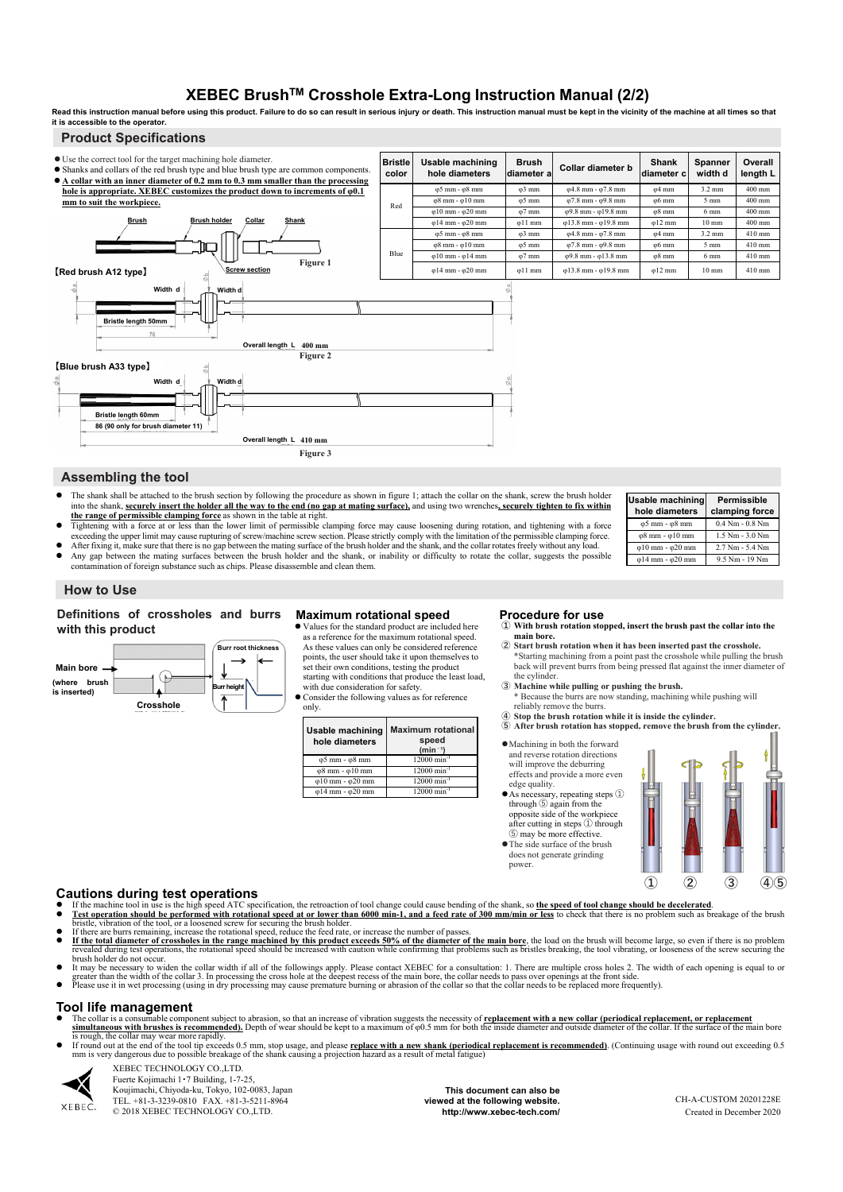# XEBEC Brush$^{TM}$ Crosshole Extra-Long Instruction Manual (2/2)

**Read this instruction manual before using this product. Failure to do so can result in serious injury or death. This instruction manual must be kept in the vicinity of the machine at all times so that it is accessible to the operator.**

## Product Specifications

- Use the correct tool for the target machining hole diameter.
- Shanks and collars of the red brush type and blue brush type are common components.
- **A collar with an inner diameter of 0.2 mm to 0.3 mm smaller than the processing hole is appropriate. XEBEC customizes the product down to increments of φ0.1 mm to suit the workpiece.**

| Bristle color | Usable machining hole diameters | Brush diameter a | Collar diameter b | Shank diameter c | Spanner width d | Overall length L |
|---|---|---|---|---|---|---|
| Red | φ5 mm - φ8 mm | φ3 mm | φ4.8 mm - φ7.8 mm | φ4 mm | 3.2 mm | 400 mm |
| | φ8 mm - φ10 mm | φ5 mm | φ7.8 mm - φ9.8 mm | φ6 mm | 5 mm | 400 mm |
| | φ10 mm - φ20 mm | φ7 mm | φ9.8 mm - φ19.8 mm | φ8 mm | 6 mm | 400 mm |
| | φ14 mm - φ20 mm | φ11 mm | φ13.8 mm - φ19.8 mm | φ12 mm | 10 mm | 400 mm |
| Blue | φ5 mm - φ8 mm | φ3 mm | φ4.8 mm - φ7.8 mm | φ4 mm | 3.2 mm | 410 mm |
| | φ8 mm - φ10 mm | φ5 mm | φ7.8 mm - φ9.8 mm | φ6 mm | 5 mm | 410 mm |
| | φ10 mm - φ14 mm | φ7 mm | φ9.8 mm - φ13.8 mm | φ8 mm | 6 mm | 410 mm |
| | φ14 mm - φ20 mm | φ11 mm | φ13.8 mm - φ19.8 mm | φ12 mm | 10 mm | 410 mm |

Brush
Brush holder
Collar
Shank
Screw section

Figure 1

【Red brush A12 type】

Width d
Width d
Bristle length 50mm
76
Overall length L 400 mm

Figure 2

【Blue brush A33 type】

Width d
Width d
Bristle length 60mm
86 (90 only for brush diameter 11)
Overall length L 410 mm

Figure 3

## Assembling the tool

- The shank shall be attached to the brush section by following the procedure as shown in figure 1; attach the collar on the shank, screw the brush holder into the shank, **securely insert the holder all the way to the end (no gap at mating surface),** and using two wrenches**, securely tighten to fix within the range of permissible clamping force** as shown in the table at right.
- Tightening with a force at or less than the lower limit of permissible clamping force may cause loosening during rotation, and tightening with a force exceeding the upper limit may cause rupturing of screw/machine screw section. Please strictly comply with the limitation of the permissible clamping force.
- After fixing it, make sure that there is no gap between the mating surface of the brush holder and the shank, and the collar rotates freely without any load.
- Any gap between the mating surfaces between the brush holder and the shank, or inability or difficulty to rotate the collar, suggests the possible contamination of foreign substance such as chips. Please disassemble and clean them.

| Usable machining hole diameters | Permissible clamping force |
|---|---|
| φ5 mm - φ8 mm | 0.4 Nm - 0.8 Nm |
| φ8 mm - φ10 mm | 1.5 Nm - 3.0 Nm |
| φ10 mm - φ20 mm | 2.7 Nm - 5.4 Nm |
| φ14 mm - φ20 mm | 9.5 Nm - 19 Nm |

## How to Use

### Definitions of crossholes and burrs with this product

Main bore (where brush is inserted)
Crosshole
Burr root thickness
Burr height

### Maximum rotational speed

- Values for the standard product are included here as a reference for the maximum rotational speed. As these values can only be considered reference points, the user should take it upon themselves to set their own conditions, testing the product starting with conditions that produce the least load, with due consideration for safety.
- Consider the following values as for reference only.

| Usable machining hole diameters | Maximum rotational speed (min$^{-1}$) |
|---|---|
| φ5 mm - φ8 mm | 12000 min$^{-1}$ |
| φ8 mm - φ10 mm | 12000 min$^{-1}$ |
| φ10 mm - φ20 mm | 12000 min$^{-1}$ |
| φ14 mm - φ20 mm | 12000 min$^{-1}$ |

### Procedure for use

① **With brush rotation stopped, insert the brush past the collar into the main bore.**
② **Start brush rotation when it has been inserted past the crosshole.**
*Starting machining from a point past the crosshole while pulling the brush back will prevent burrs from being pressed flat against the inner diameter of the cylinder.
③ **Machine while pulling or pushing the brush.**
* Because the burrs are now standing, machining while pushing will reliably remove the burrs.
④ **Stop the brush rotation while it is inside the cylinder.**
⑤ **After brush rotation has stopped, remove the brush from the cylinder.**

- Machining in both the forward and reverse rotation directions will improve the deburring effects and provide a more even edge quality.
- As necessary, repeating steps ① through ⑤ again from the opposite side of the workpiece after cutting in steps ① through ⑤ may be more effective.
- The side surface of the brush does not generate grinding power.

① ② ③ ④⑤

## Cautions during test operations

- If the machine tool in use is the high speed ATC specification, the retroaction of tool change could cause bending of the shank, so **the speed of tool change should be decelerated**.
- **Test operation should be performed with rotational speed at or lower than 6000 min-1, and a feed rate of 300 mm/min or less** to check that there is no problem such as breakage of the brush bristle, vibration of the tool, or a loosened screw for securing the brush holder.
- If there are burrs remaining, increase the rotational speed, reduce the feed rate, or increase the number of passes.
- **If the total diameter of crossholes in the range machined by this product exceeds 50% of the diameter of the main bore**, the load on the brush will become large, so even if there is no problem revealed during test operations, the rotational speed should be increased with caution while confirming that problems such as bristles breaking, the tool vibrating, or looseness of the screw securing the brush holder do not occur.
- It may be necessary to widen the collar width if all of the followings apply. Please contact XEBEC for a consultation: 1. There are multiple cross holes 2. The width of each opening is equal to or greater than the width of the collar 3. In processing the cross hole at the deepest recess of the main bore, the collar needs to pass over openings at the front side.
- Please use it in wet processing (using in dry processing may cause premature burning or abrasion of the collar so that the collar needs to be replaced more frequently).

## Tool life management

- The collar is a consumable component subject to abrasion, so that an increase of vibration suggests the necessity of **replacement with a new collar (periodical replacement, or replacement simultaneous with brushes is recommended).** Depth of wear should be kept to a maximum of φ0.5 mm for both the inside diameter and outside diameter of the collar. If the surface of the main bore is rough, the collar may wear more rapidly.
- If round out at the end of the tool tip exceeds 0.5 mm, stop usage, and please **replace with a new shank (periodical replacement is recommended)**. (Continuing usage with round out exceeding 0.5 mm is very dangerous due to possible breakage of the shank causing a projection hazard as a result of metal fatigue)

XEBEC TECHNOLOGY CO.,LTD.
Fuerte Kojimachi 1・7 Building, 1-7-25,
Koujimachi, Chiyoda-ku, Tokyo, 102-0083, Japan
TEL. +81-3-3239-0810 FAX. +81-3-5211-8964
© 2018 XEBEC TECHNOLOGY CO.,LTD.

**This document can also be viewed at the following website.**
**http://www.xebec-tech.com/**

CH-A-CUSTOM 20201228E
Created in December 2020